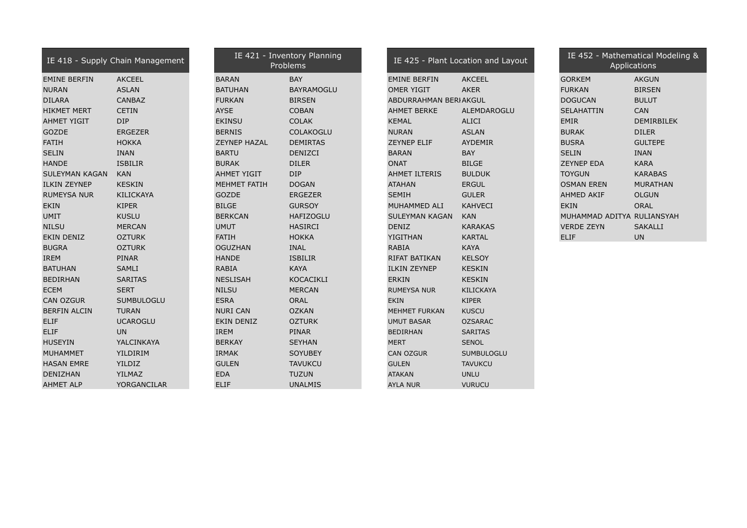## IE 418 - Supply Chain Management

| | |
|---|---|
| EMINE BERFIN | AKCEEL |
| NURAN | ASLAN |
| DILARA | CANBAZ |
| HIKMET MERT | CETIN |
| AHMET YIGIT | DIP |
| GOZDE | ERGEZER |
| FATIH | HOKKA |
| SELIN | INAN |
| HANDE | ISBILIR |
| SULEYMAN KAGAN | KAN |
| ILKIN ZEYNEP | KESKIN |
| RUMEYSA NUR | KILICKAYA |
| EKIN | KIPER |
| UMIT | KUSLU |
| NILSU | MERCAN |
| EKIN DENIZ | OZTURK |
| BUGRA | OZTURK |
| IREM | PINAR |
| BATUHAN | SAMLI |
| BEDIRHAN | SARITAS |
| ECEM | SERT |
| CAN OZGUR | SUMBULOGLU |
| BERFIN ALCIN | TURAN |
| ELIF | UCAROGLU |
| ELIF | UN |
| HUSEYIN | YALCINKAYA |
| MUHAMMET | YILDIRIM |
| HASAN EMRE | YILDIZ |
| DENIZHAN | YILMAZ |
| AHMET ALP | YORGANCILAR |

## IE 421 - Inventory Planning Problems

| | |
|---|---|
| BARAN | BAY |
| BATUHAN | BAYRAMOGLU |
| FURKAN | BIRSEN |
| AYSE | COBAN |
| EKINSU | COLAK |
| BERNIS | COLAKOGLU |
| ZEYNEP HAZAL | DEMIRTAS |
| BARTU | DENIZCI |
| BURAK | DILER |
| AHMET YIGIT | DIP |
| MEHMET FATIH | DOGAN |
| GOZDE | ERGEZER |
| BILGE | GURSOY |
| BERKCAN | HAFIZOGLU |
| UMUT | HASIRCI |
| FATIH | HOKKA |
| OGUZHAN | INAL |
| HANDE | ISBILIR |
| RABIA | KAYA |
| NESLISAH | KOCACIKLI |
| NILSU | MERCAN |
| ESRA | ORAL |
| NURI CAN | OZKAN |
| EKIN DENIZ | OZTURK |
| IREM | PINAR |
| BERKAY | SEYHAN |
| IRMAK | SOYUBEY |
| GULEN | TAVUKCU |
| EDA | TUZUN |
| ELIF | UNALMIS |

## IE 425 - Plant Location and Layout

| | |
|---|---|
| EMINE BERFIN | AKCEEL |
| OMER YIGIT | AKER |
| ABDURRAHMAN BERI | AKGUL |
| AHMET BERKE | ALEMDAROGLU |
| KEMAL | ALICI |
| NURAN | ASLAN |
| ZEYNEP ELIF | AYDEMIR |
| BARAN | BAY |
| ONAT | BILGE |
| AHMET ILTERIS | BULDUK |
| ATAHAN | ERGUL |
| SEMIH | GULER |
| MUHAMMED ALI | KAHVECI |
| SULEYMAN KAGAN | KAN |
| DENIZ | KARAKAS |
| YIGITHAN | KARTAL |
| RABIA | KAYA |
| RIFAT BATIKAN | KELSOY |
| ILKIN ZEYNEP | KESKIN |
| ERKIN | KESKIN |
| RUMEYSA NUR | KILICKAYA |
| EKIN | KIPER |
| MEHMET FURKAN | KUSCU |
| UMUT BASAR | OZSARAC |
| BEDIRHAN | SARITAS |
| MERT | SENOL |
| CAN OZGUR | SUMBULOGLU |
| GULEN | TAVUKCU |
| ATAKAN | UNLU |
| AYLA NUR | VURUCU |

## IE 452 - Mathematical Modeling & Applications

| | |
|---|---|
| GORKEM | AKGUN |
| FURKAN | BIRSEN |
| DOGUCAN | BULUT |
| SELAHATTIN | CAN |
| EMIR | DEMIRBILEK |
| BURAK | DILER |
| BUSRA | GULTEPE |
| SELIN | INAN |
| ZEYNEP EDA | KARA |
| TOYGUN | KARABAS |
| OSMAN EREN | MURATHAN |
| AHMED AKIF | OLGUN |
| EKIN | ORAL |
| MUHAMMAD ADITYA | RULIANSYAH |
| VERDE ZEYN | SAKALLI |
| ELIF | UN |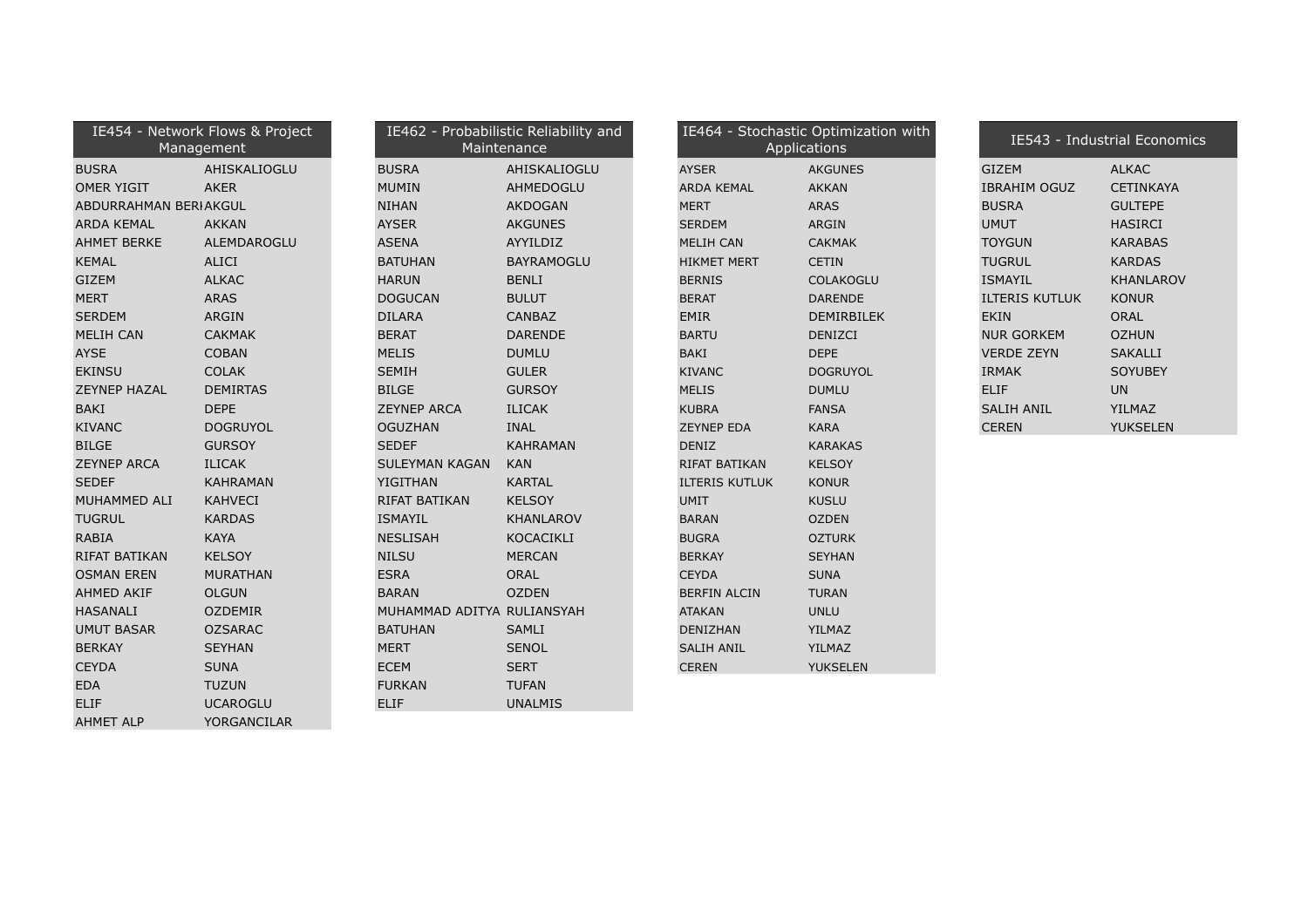| IE454 - Network Flows & Project Management | |
|---|---|
| BUSRA | AHISKALIOGLU |
| OMER YIGIT | AKER |
| ABDURRAHMAN BERI | AKGUL |
| ARDA KEMAL | AKKAN |
| AHMET BERKE | ALEMDAROGLU |
| KEMAL | ALICI |
| GIZEM | ALKAC |
| MERT | ARAS |
| SERDEM | ARGIN |
| MELIH CAN | CAKMAK |
| AYSE | COBAN |
| EKINSU | COLAK |
| ZEYNEP HAZAL | DEMIRTAS |
| BAKI | DEPE |
| KIVANC | DOGRUYOL |
| BILGE | GURSOY |
| ZEYNEP ARCA | ILICAK |
| SEDEF | KAHRAMAN |
| MUHAMMED ALI | KAHVECI |
| TUGRUL | KARDAS |
| RABIA | KAYA |
| RIFAT BATIKAN | KELSOY |
| OSMAN EREN | MURATHAN |
| AHMED AKIF | OLGUN |
| HASANALI | OZDEMIR |
| UMUT BASAR | OZSARAC |
| BERKAY | SEYHAN |
| CEYDA | SUNA |
| EDA | TUZUN |
| ELIF | UCAROGLU |
| AHMET ALP | YORGANCILAR |

| IE462 - Probabilistic Reliability and Maintenance | |
|---|---|
| BUSRA | AHISKALIOGLU |
| MUMIN | AHMEDOGLU |
| NIHAN | AKDOGAN |
| AYSER | AKGUNES |
| ASENA | AYYILDIZ |
| BATUHAN | BAYRAMOGLU |
| HARUN | BENLI |
| DOGUCAN | BULUT |
| DILARA | CANBAZ |
| BERAT | DARENDE |
| MELIS | DUMLU |
| SEMIH | GULER |
| BILGE | GURSOY |
| ZEYNEP ARCA | ILICAK |
| OGUZHAN | INAL |
| SEDEF | KAHRAMAN |
| SULEYMAN KAGAN | KAN |
| YIGITHAN | KARTAL |
| RIFAT BATIKAN | KELSOY |
| ISMAYIL | KHANLAROV |
| NESLISAH | KOCACIKLI |
| NILSU | MERCAN |
| ESRA | ORAL |
| BARAN | OZDEN |
| MUHAMMAD ADITYA | RULIANSYAH |
| BATUHAN | SAMLI |
| MERT | SENOL |
| ECEM | SERT |
| FURKAN | TUFAN |
| ELIF | UNALMIS |

| IE464 - Stochastic Optimization with Applications | |
|---|---|
| AYSER | AKGUNES |
| ARDA KEMAL | AKKAN |
| MERT | ARAS |
| SERDEM | ARGIN |
| MELIH CAN | CAKMAK |
| HIKMET MERT | CETIN |
| BERNIS | COLAKOGLU |
| BERAT | DARENDE |
| EMIR | DEMIRBILEK |
| BARTU | DENIZCI |
| BAKI | DEPE |
| KIVANC | DOGRUYOL |
| MELIS | DUMLU |
| KUBRA | FANSA |
| ZEYNEP EDA | KARA |
| DENIZ | KARAKAS |
| RIFAT BATIKAN | KELSOY |
| ILTERIS KUTLUK | KONUR |
| UMIT | KUSLU |
| BARAN | OZDEN |
| BUGRA | OZTURK |
| BERKAY | SEYHAN |
| CEYDA | SUNA |
| BERFIN ALCIN | TURAN |
| ATAKAN | UNLU |
| DENIZHAN | YILMAZ |
| SALIH ANIL | YILMAZ |
| CEREN | YUKSELEN |

| IE543 - Industrial Economics | |
|---|---|
| GIZEM | ALKAC |
| IBRAHIM OGUZ | CETINKAYA |
| BUSRA | GULTEPE |
| UMUT | HASIRCI |
| TOYGUN | KARABAS |
| TUGRUL | KARDAS |
| ISMAYIL | KHANLAROV |
| ILTERIS KUTLUK | KONUR |
| EKIN | ORAL |
| NUR GORKEM | OZHUN |
| VERDE ZEYN | SAKALLI |
| IRMAK | SOYUBEY |
| ELIF | UN |
| SALIH ANIL | YILMAZ |
| CEREN | YUKSELEN |